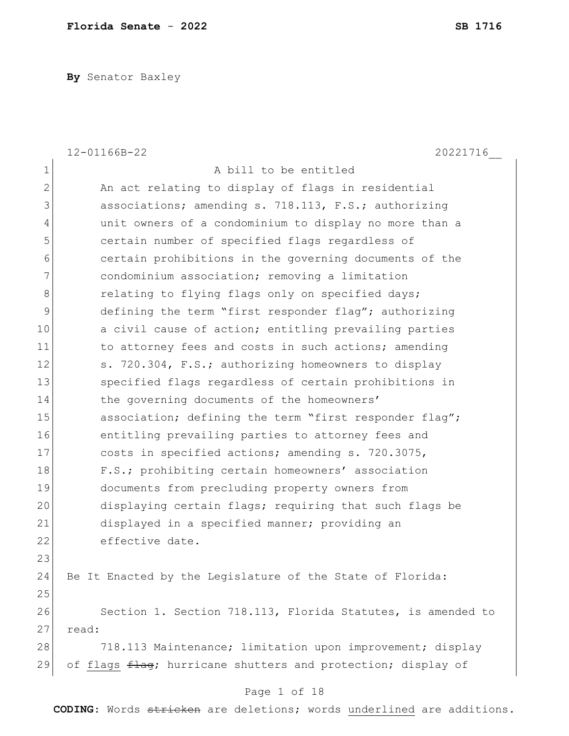**By** Senator Baxley

12-01166B-22 20221716__

A bill to be entitled

An act relating to display of flags in residential associations; amending s. 718.113, F.S.; authorizing unit owners of a condominium to display no more than a certain number of specified flags regardless of certain prohibitions in the governing documents of the condominium association; removing a limitation relating to flying flags only on specified days; defining the term "first responder flag"; authorizing a civil cause of action; entitling prevailing parties to attorney fees and costs in such actions; amending s. 720.304, F.S.; authorizing homeowners to display specified flags regardless of certain prohibitions in the governing documents of the homeowners' association; defining the term "first responder flag"; entitling prevailing parties to attorney fees and costs in specified actions; amending s. 720.3075, F.S.; prohibiting certain homeowners' association documents from precluding property owners from displaying certain flags; requiring that such flags be displayed in a specified manner; providing an effective date.

Be It Enacted by the Legislature of the State of Florida:

Section 1. Section 718.113, Florida Statutes, is amended to read:

718.113 Maintenance; limitation upon improvement; display of <u>flags</u> ~~flag~~; hurricane shutters and protection; display of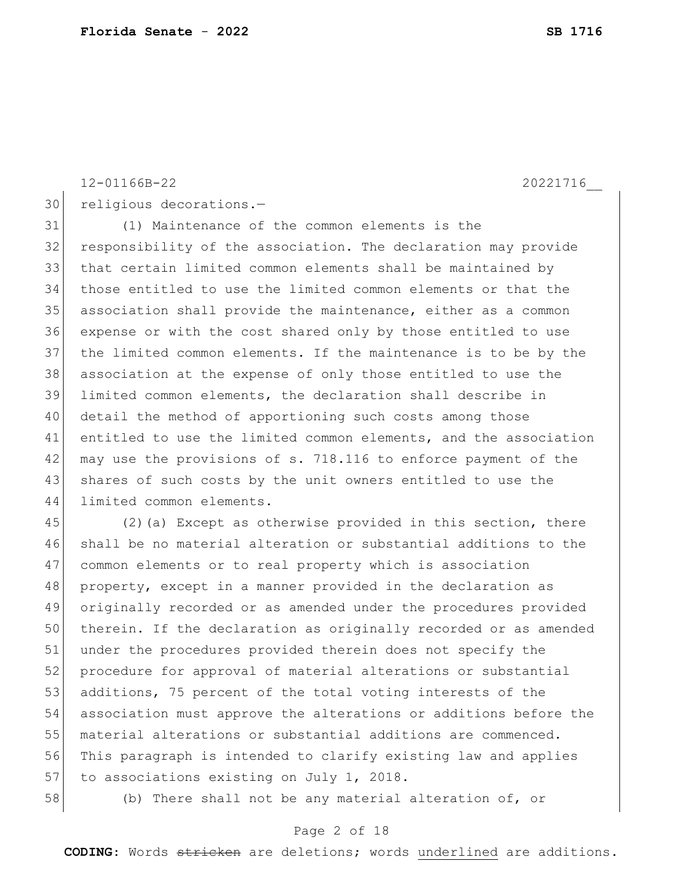religious decorations.—

(1) Maintenance of the common elements is the responsibility of the association. The declaration may provide that certain limited common elements shall be maintained by those entitled to use the limited common elements or that the association shall provide the maintenance, either as a common expense or with the cost shared only by those entitled to use the limited common elements. If the maintenance is to be by the association at the expense of only those entitled to use the limited common elements, the declaration shall describe in detail the method of apportioning such costs among those entitled to use the limited common elements, and the association may use the provisions of s. 718.116 to enforce payment of the shares of such costs by the unit owners entitled to use the limited common elements.

(2)(a) Except as otherwise provided in this section, there shall be no material alteration or substantial additions to the common elements or to real property which is association property, except in a manner provided in the declaration as originally recorded or as amended under the procedures provided therein. If the declaration as originally recorded or as amended under the procedures provided therein does not specify the procedure for approval of material alterations or substantial additions, 75 percent of the total voting interests of the association must approve the alterations or additions before the material alterations or substantial additions are commenced. This paragraph is intended to clarify existing law and applies to associations existing on July 1, 2018.

(b) There shall not be any material alteration of, or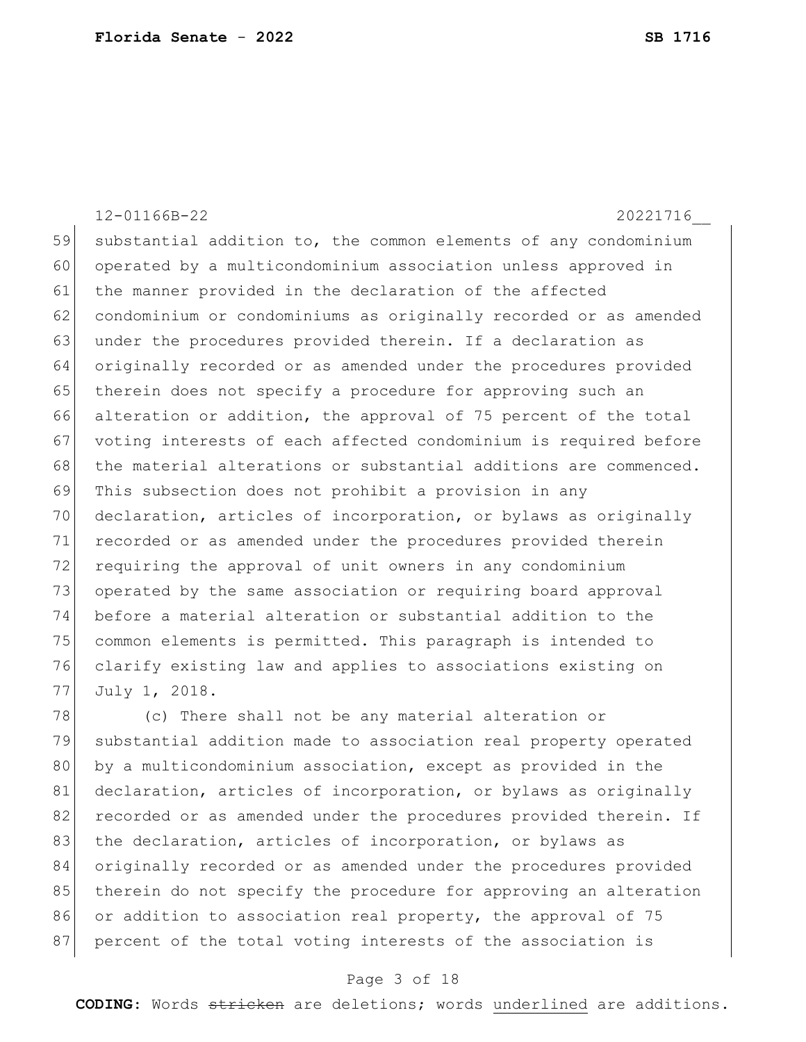substantial addition to, the common elements of any condominium operated by a multicondominium association unless approved in the manner provided in the declaration of the affected condominium or condominiums as originally recorded or as amended under the procedures provided therein. If a declaration as originally recorded or as amended under the procedures provided therein does not specify a procedure for approving such an alteration or addition, the approval of 75 percent of the total voting interests of each affected condominium is required before the material alterations or substantial additions are commenced. This subsection does not prohibit a provision in any declaration, articles of incorporation, or bylaws as originally recorded or as amended under the procedures provided therein requiring the approval of unit owners in any condominium operated by the same association or requiring board approval before a material alteration or substantial addition to the common elements is permitted. This paragraph is intended to clarify existing law and applies to associations existing on July 1, 2018.

(c) There shall not be any material alteration or substantial addition made to association real property operated by a multicondominium association, except as provided in the declaration, articles of incorporation, or bylaws as originally recorded or as amended under the procedures provided therein. If the declaration, articles of incorporation, or bylaws as originally recorded or as amended under the procedures provided therein do not specify the procedure for approving an alteration or addition to association real property, the approval of 75 percent of the total voting interests of the association is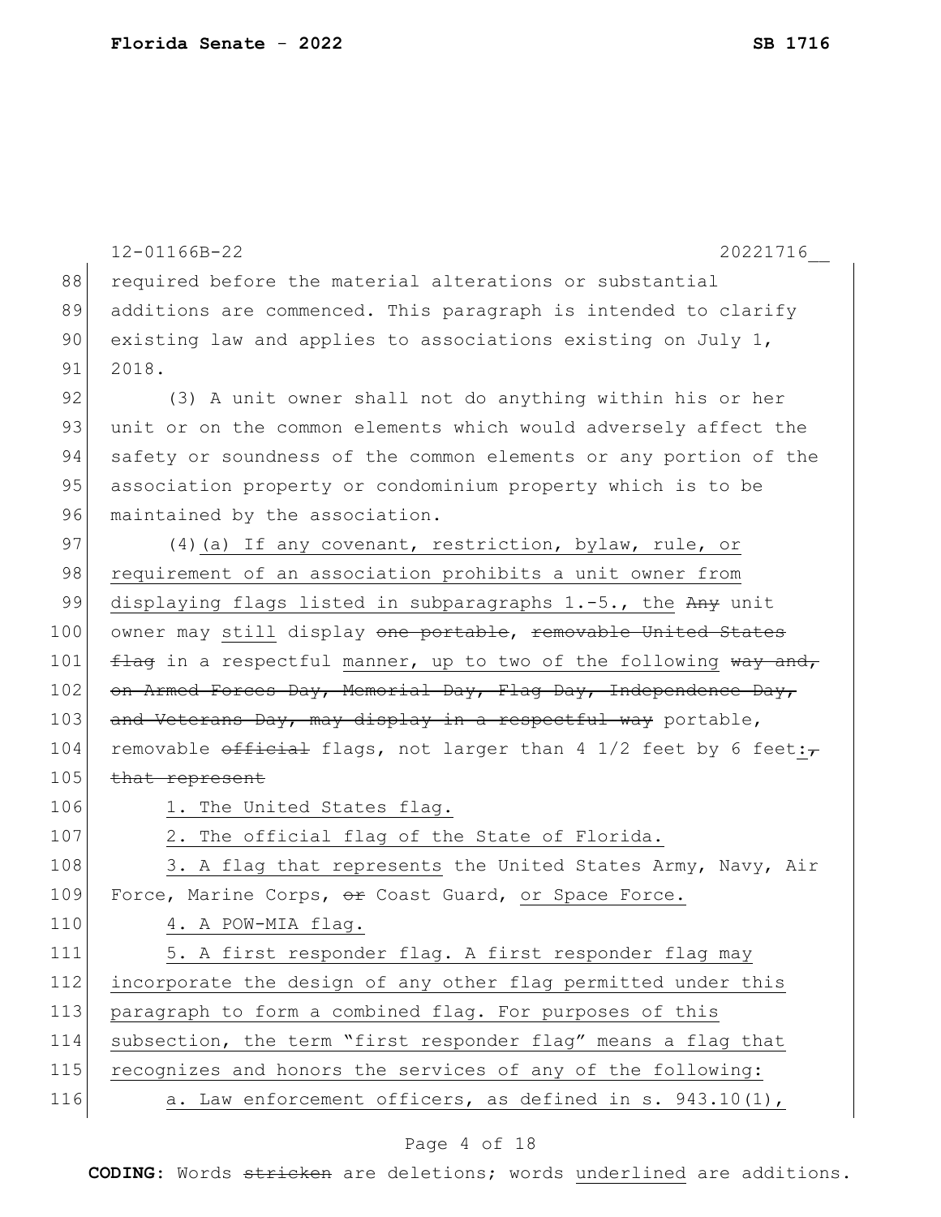12-01166B-22 20221716__

88 required before the material alterations or substantial
89 additions are commenced. This paragraph is intended to clarify
90 existing law and applies to associations existing on July 1,
91 2018.

92 (3) A unit owner shall not do anything within his or her
93 unit or on the common elements which would adversely affect the
94 safety or soundness of the common elements or any portion of the
95 association property or condominium property which is to be
96 maintained by the association.

97 (4)<u>(a) If any covenant, restriction, bylaw, rule, or</u>
98 <u>requirement of an association prohibits a unit owner from</u>
99 <u>displaying flags listed in subparagraphs 1.-5., the</u> ~~Any~~ unit
100 owner may <u>still</u> display ~~one portable~~, ~~removable United States~~
101 ~~flag~~ in a respectful <u>manner, up to two of the following</u> ~~way and,~~
102 ~~on Armed Forces Day, Memorial Day, Flag Day, Independence Day,~~
103 ~~and Veterans Day, may display in a respectful way~~ portable,
104 removable ~~official~~ flags, not larger than 4 1/2 feet by 6 feet<u>:</u>~~,~~
105 ~~that represent~~

106 <u>1. The United States flag.</u>

107 <u>2. The official flag of the State of Florida.</u>

108 <u>3. A flag that represents</u> the United States Army, Navy, Air
109 Force, Marine Corps, ~~or~~ Coast Guard, <u>or Space Force.</u>

110 <u>4. A POW-MIA flag.</u>

111 <u>5. A first responder flag. A first responder flag may</u>
112 <u>incorporate the design of any other flag permitted under this</u>
113 <u>paragraph to form a combined flag. For purposes of this</u>
114 <u>subsection, the term "first responder flag" means a flag that</u>
115 <u>recognizes and honors the services of any of the following:</u>

116 <u>a. Law enforcement officers, as defined in s. 943.10(1),</u>

**CODING:** Words ~~stricken~~ are deletions; words <u>underlined</u> are additions.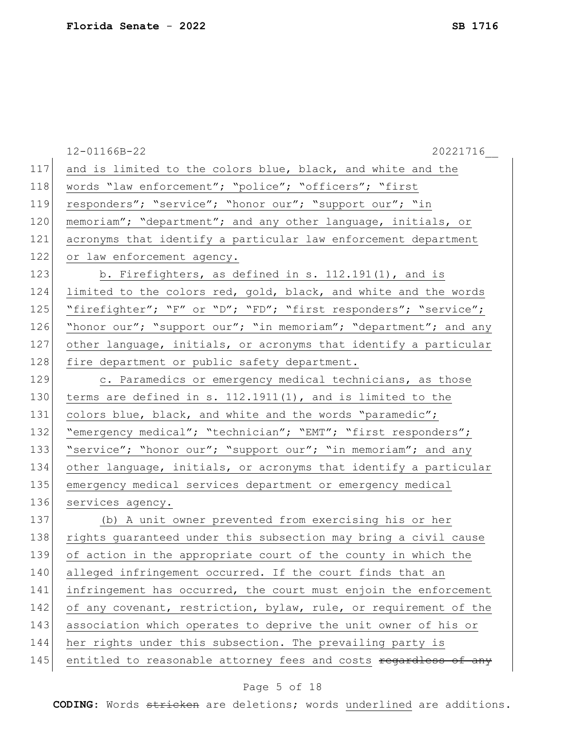and is limited to the colors blue, black, and white and the words "law enforcement"; "police"; "officers"; "first responders"; "service"; "honor our"; "support our"; "in memoriam"; "department"; and any other language, initials, or acronyms that identify a particular law enforcement department or law enforcement agency.

b. Firefighters, as defined in s. 112.191(1), and is limited to the colors red, gold, black, and white and the words "firefighter"; "F" or "D"; "FD"; "first responders"; "service"; "honor our"; "support our"; "in memoriam"; "department"; and any other language, initials, or acronyms that identify a particular fire department or public safety department.

c. Paramedics or emergency medical technicians, as those terms are defined in s. 112.1911(1), and is limited to the colors blue, black, and white and the words "paramedic"; "emergency medical"; "technician"; "EMT"; "first responders"; "service"; "honor our"; "support our"; "in memoriam"; and any other language, initials, or acronyms that identify a particular emergency medical services department or emergency medical services agency.

(b) A unit owner prevented from exercising his or her rights guaranteed under this subsection may bring a civil cause of action in the appropriate court of the county in which the alleged infringement occurred. If the court finds that an infringement has occurred, the court must enjoin the enforcement of any covenant, restriction, bylaw, rule, or requirement of the association which operates to deprive the unit owner of his or her rights under this subsection. The prevailing party is entitled to reasonable attorney fees and costs ~~regardless of any~~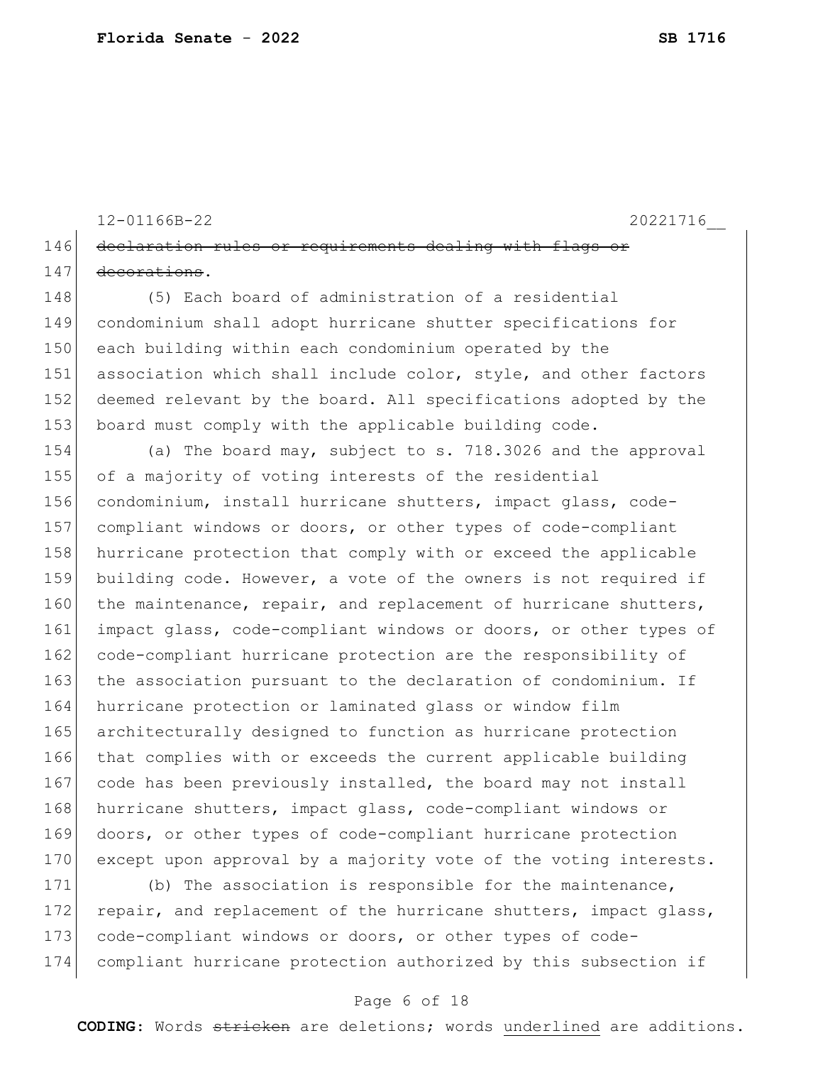~~declaration rules or requirements dealing with flags or decorations~~.

(5) Each board of administration of a residential condominium shall adopt hurricane shutter specifications for each building within each condominium operated by the association which shall include color, style, and other factors deemed relevant by the board. All specifications adopted by the board must comply with the applicable building code.

(a) The board may, subject to s. 718.3026 and the approval of a majority of voting interests of the residential condominium, install hurricane shutters, impact glass, code-compliant windows or doors, or other types of code-compliant hurricane protection that comply with or exceed the applicable building code. However, a vote of the owners is not required if the maintenance, repair, and replacement of hurricane shutters, impact glass, code-compliant windows or doors, or other types of code-compliant hurricane protection are the responsibility of the association pursuant to the declaration of condominium. If hurricane protection or laminated glass or window film architecturally designed to function as hurricane protection that complies with or exceeds the current applicable building code has been previously installed, the board may not install hurricane shutters, impact glass, code-compliant windows or doors, or other types of code-compliant hurricane protection except upon approval by a majority vote of the voting interests.

(b) The association is responsible for the maintenance, repair, and replacement of the hurricane shutters, impact glass, code-compliant windows or doors, or other types of code-compliant hurricane protection authorized by this subsection if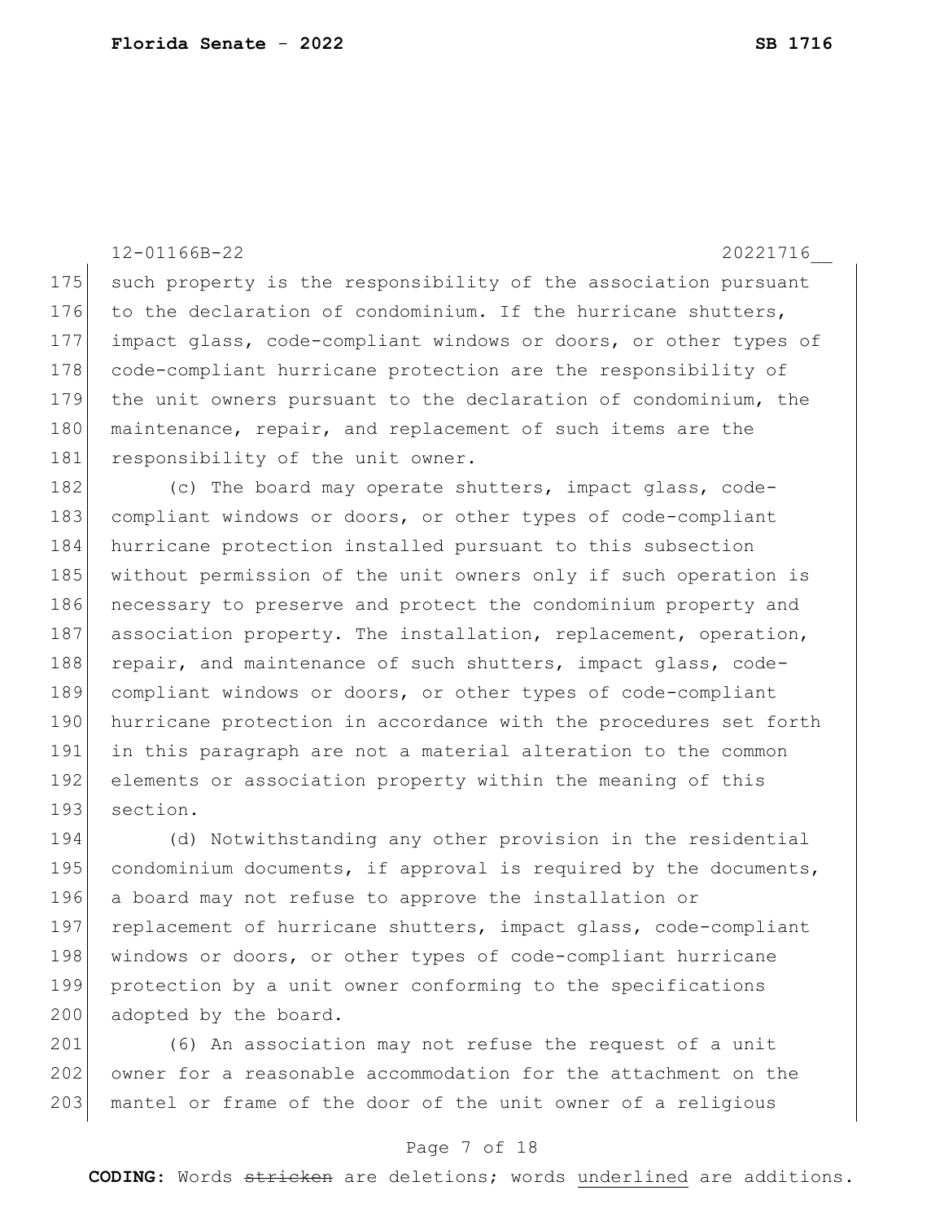12-01166B-22 20221716__

such property is the responsibility of the association pursuant to the declaration of condominium. If the hurricane shutters, impact glass, code-compliant windows or doors, or other types of code-compliant hurricane protection are the responsibility of the unit owners pursuant to the declaration of condominium, the maintenance, repair, and replacement of such items are the responsibility of the unit owner.

(c) The board may operate shutters, impact glass, code-compliant windows or doors, or other types of code-compliant hurricane protection installed pursuant to this subsection without permission of the unit owners only if such operation is necessary to preserve and protect the condominium property and association property. The installation, replacement, operation, repair, and maintenance of such shutters, impact glass, code-compliant windows or doors, or other types of code-compliant hurricane protection in accordance with the procedures set forth in this paragraph are not a material alteration to the common elements or association property within the meaning of this section.

(d) Notwithstanding any other provision in the residential condominium documents, if approval is required by the documents, a board may not refuse to approve the installation or replacement of hurricane shutters, impact glass, code-compliant windows or doors, or other types of code-compliant hurricane protection by a unit owner conforming to the specifications adopted by the board.

(6) An association may not refuse the request of a unit owner for a reasonable accommodation for the attachment on the mantel or frame of the door of the unit owner of a religious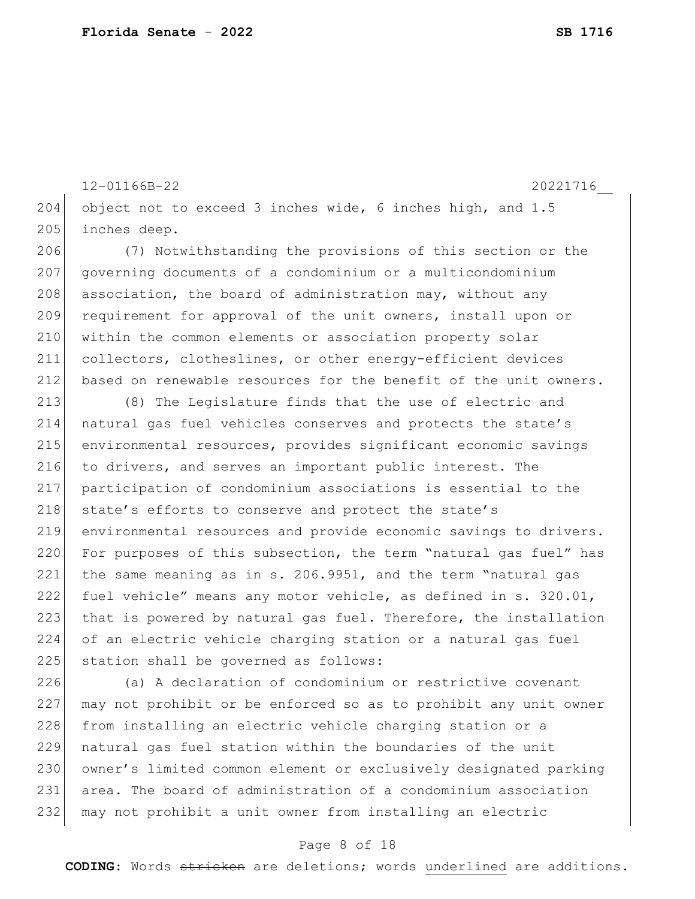12-01166B-22 20221716__

object not to exceed 3 inches wide, 6 inches high, and 1.5 inches deep.

(7) Notwithstanding the provisions of this section or the governing documents of a condominium or a multicondominium association, the board of administration may, without any requirement for approval of the unit owners, install upon or within the common elements or association property solar collectors, clotheslines, or other energy-efficient devices based on renewable resources for the benefit of the unit owners.

(8) The Legislature finds that the use of electric and natural gas fuel vehicles conserves and protects the state's environmental resources, provides significant economic savings to drivers, and serves an important public interest. The participation of condominium associations is essential to the state's efforts to conserve and protect the state's environmental resources and provide economic savings to drivers. For purposes of this subsection, the term "natural gas fuel" has the same meaning as in s. 206.9951, and the term "natural gas fuel vehicle" means any motor vehicle, as defined in s. 320.01, that is powered by natural gas fuel. Therefore, the installation of an electric vehicle charging station or a natural gas fuel station shall be governed as follows:

(a) A declaration of condominium or restrictive covenant may not prohibit or be enforced so as to prohibit any unit owner from installing an electric vehicle charging station or a natural gas fuel station within the boundaries of the unit owner's limited common element or exclusively designated parking area. The board of administration of a condominium association may not prohibit a unit owner from installing an electric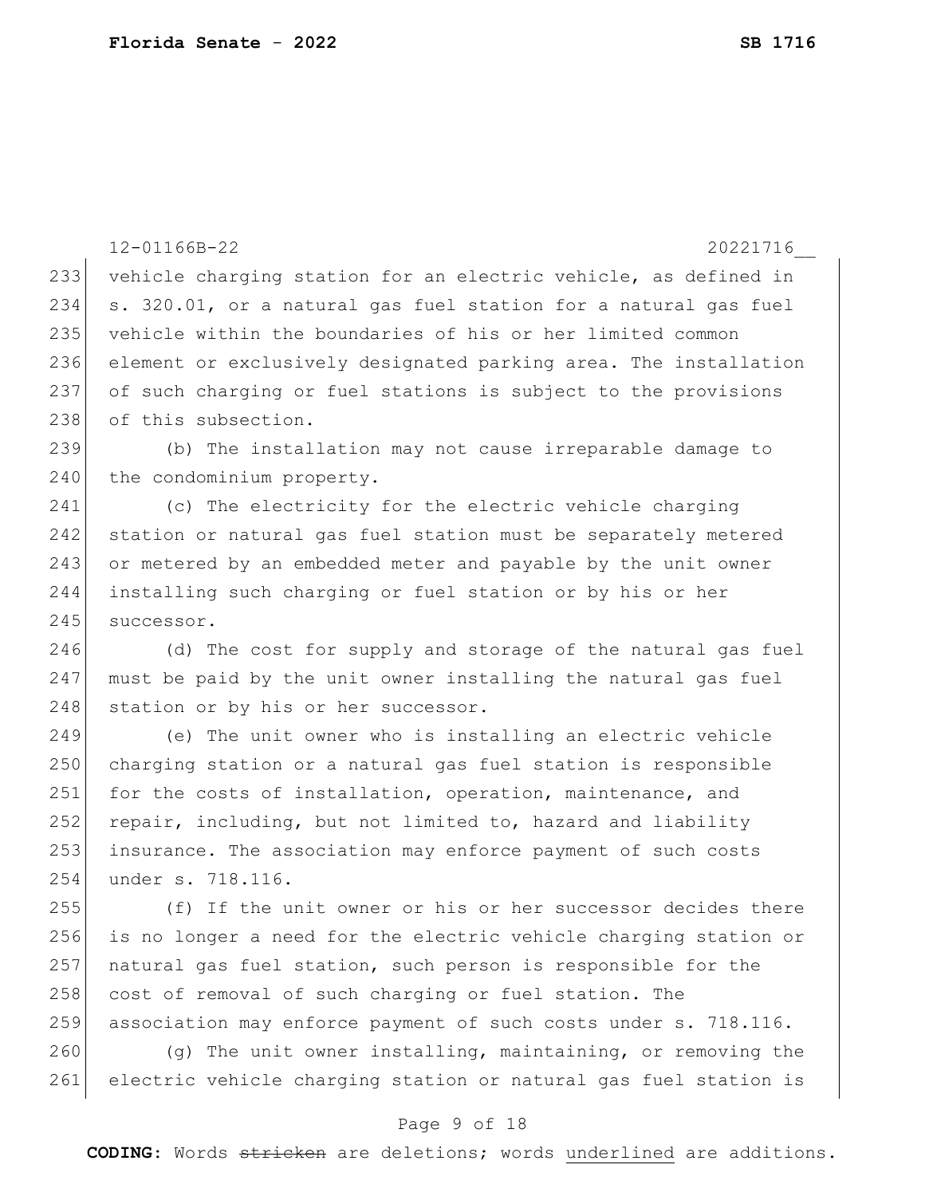vehicle charging station for an electric vehicle, as defined in s. 320.01, or a natural gas fuel station for a natural gas fuel vehicle within the boundaries of his or her limited common element or exclusively designated parking area. The installation of such charging or fuel stations is subject to the provisions of this subsection.

(b) The installation may not cause irreparable damage to the condominium property.

(c) The electricity for the electric vehicle charging station or natural gas fuel station must be separately metered or metered by an embedded meter and payable by the unit owner installing such charging or fuel station or by his or her successor.

(d) The cost for supply and storage of the natural gas fuel must be paid by the unit owner installing the natural gas fuel station or by his or her successor.

(e) The unit owner who is installing an electric vehicle charging station or a natural gas fuel station is responsible for the costs of installation, operation, maintenance, and repair, including, but not limited to, hazard and liability insurance. The association may enforce payment of such costs under s. 718.116.

(f) If the unit owner or his or her successor decides there is no longer a need for the electric vehicle charging station or natural gas fuel station, such person is responsible for the cost of removal of such charging or fuel station. The association may enforce payment of such costs under s. 718.116.

(g) The unit owner installing, maintaining, or removing the electric vehicle charging station or natural gas fuel station is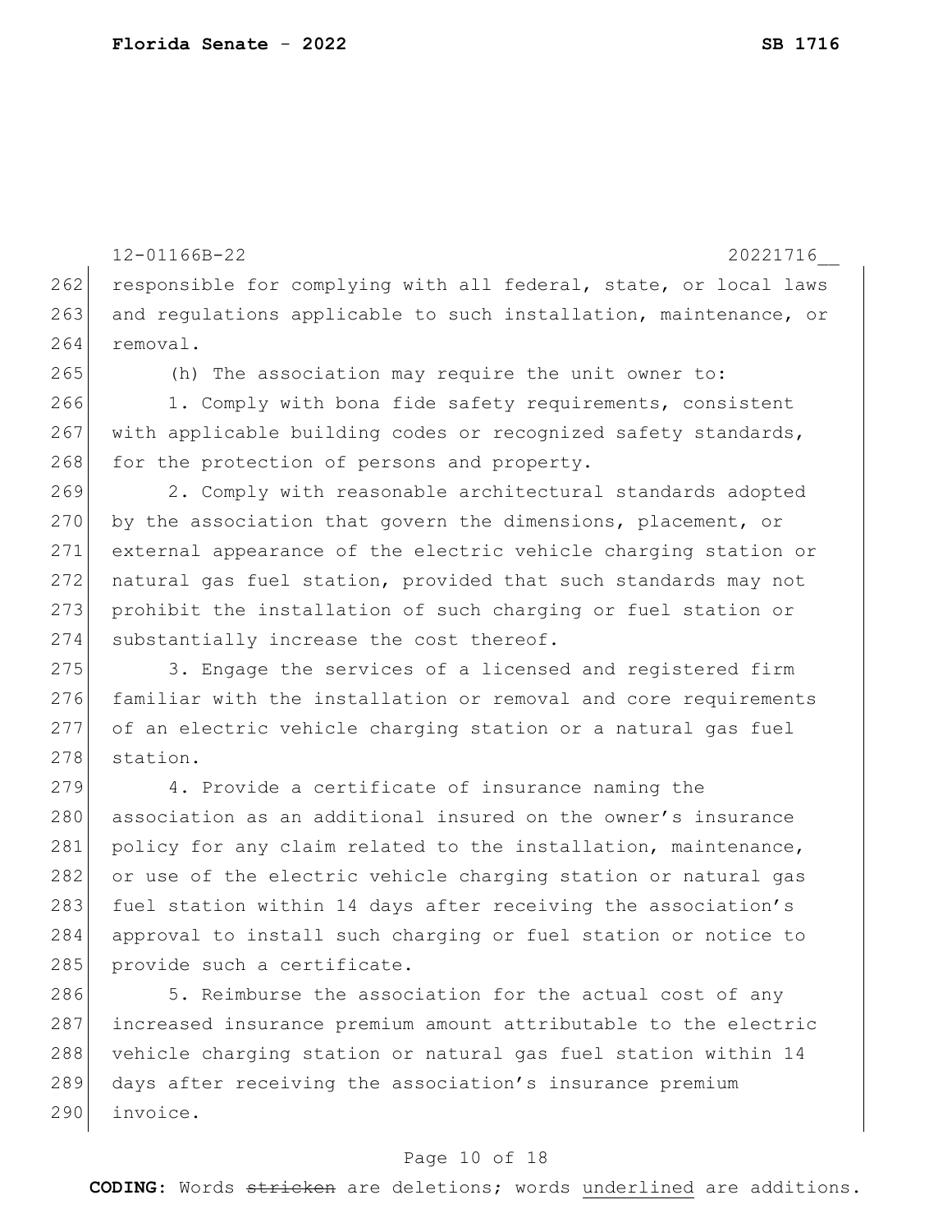responsible for complying with all federal, state, or local laws and regulations applicable to such installation, maintenance, or removal.

(h) The association may require the unit owner to:

1. Comply with bona fide safety requirements, consistent with applicable building codes or recognized safety standards, for the protection of persons and property.

2. Comply with reasonable architectural standards adopted by the association that govern the dimensions, placement, or external appearance of the electric vehicle charging station or natural gas fuel station, provided that such standards may not prohibit the installation of such charging or fuel station or substantially increase the cost thereof.

3. Engage the services of a licensed and registered firm familiar with the installation or removal and core requirements of an electric vehicle charging station or a natural gas fuel station.

4. Provide a certificate of insurance naming the association as an additional insured on the owner's insurance policy for any claim related to the installation, maintenance, or use of the electric vehicle charging station or natural gas fuel station within 14 days after receiving the association's approval to install such charging or fuel station or notice to provide such a certificate.

5. Reimburse the association for the actual cost of any increased insurance premium amount attributable to the electric vehicle charging station or natural gas fuel station within 14 days after receiving the association's insurance premium invoice.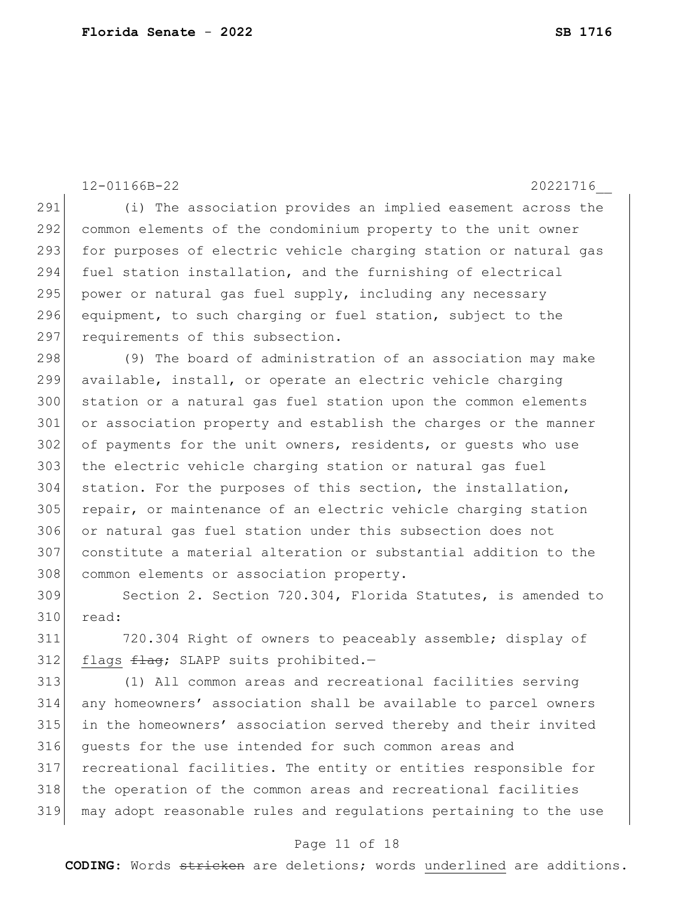(i) The association provides an implied easement across the common elements of the condominium property to the unit owner for purposes of electric vehicle charging station or natural gas fuel station installation, and the furnishing of electrical power or natural gas fuel supply, including any necessary equipment, to such charging or fuel station, subject to the requirements of this subsection.

(9) The board of administration of an association may make available, install, or operate an electric vehicle charging station or a natural gas fuel station upon the common elements or association property and establish the charges or the manner of payments for the unit owners, residents, or guests who use the electric vehicle charging station or natural gas fuel station. For the purposes of this section, the installation, repair, or maintenance of an electric vehicle charging station or natural gas fuel station under this subsection does not constitute a material alteration or substantial addition to the common elements or association property.

Section 2. Section 720.304, Florida Statutes, is amended to read:

720.304 Right of owners to peaceably assemble; display of <u>flags</u> ~~flag~~; SLAPP suits prohibited.—

(1) All common areas and recreational facilities serving any homeowners' association shall be available to parcel owners in the homeowners' association served thereby and their invited guests for the use intended for such common areas and recreational facilities. The entity or entities responsible for the operation of the common areas and recreational facilities may adopt reasonable rules and regulations pertaining to the use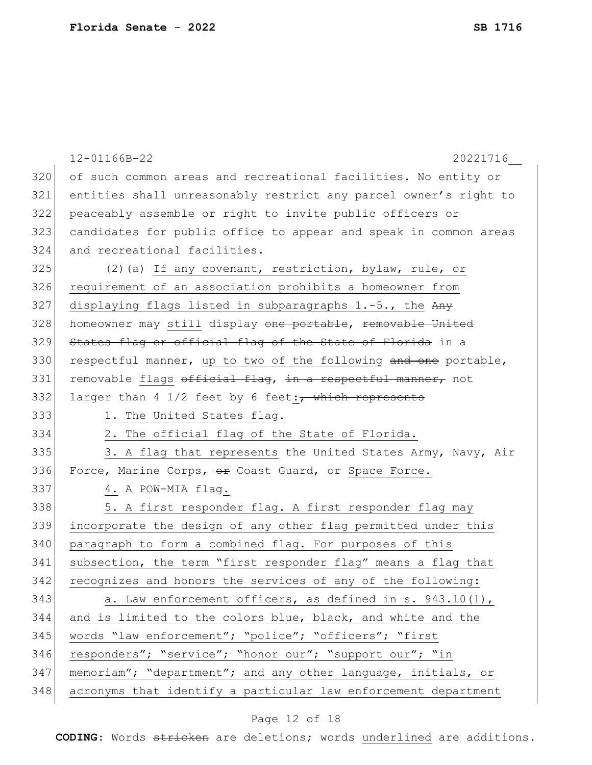12-01166B-22 20221716__

320 of such common areas and recreational facilities. No entity or
321 entities shall unreasonably restrict any parcel owner's right to
322 peaceably assemble or right to invite public officers or
323 candidates for public office to appear and speak in common areas
324 and recreational facilities.

325 (2)(a) <u>If any covenant, restriction, bylaw, rule, or</u>
326 <u>requirement of an association prohibits a homeowner from</u>
327 <u>displaying flags listed in subparagraphs 1.-5., the</u> ~~Any~~
328 homeowner may <u>still</u> display ~~one portable~~, ~~removable United~~
329 ~~States flag or official flag of the State of Florida~~ in a
330 respectful manner, <u>up to two of the following</u> ~~and one~~ portable,
331 removable <u>flags</u> ~~official flag~~, ~~in a respectful manner,~~ not
332 larger than 4 1/2 feet by 6 feet<u>:</u>~~, which represents~~

333 <u>1. The United States flag.</u>

334 <u>2. The official flag of the State of Florida.</u>

335 <u>3. A flag that represents</u> the United States Army, Navy, Air
336 Force, Marine Corps, ~~or~~ Coast Guard, or <u>Space Force.</u>

337 <u>4.</u> A POW-MIA flag<u>.</u>

338 <u>5. A first responder flag. A first responder flag may</u>
339 <u>incorporate the design of any other flag permitted under this</u>
340 <u>paragraph to form a combined flag. For purposes of this</u>
341 <u>subsection, the term "first responder flag" means a flag that</u>
342 <u>recognizes and honors the services of any of the following:</u>

343 <u>a. Law enforcement officers, as defined in s. 943.10(1),</u>
344 <u>and is limited to the colors blue, black, and white and the</u>
345 <u>words "law enforcement"; "police"; "officers"; "first</u>
346 <u>responders"; "service"; "honor our"; "support our"; "in</u>
347 <u>memoriam"; "department"; and any other language, initials, or</u>
348 <u>acronyms that identify a particular law enforcement department</u>

**CODING:** Words ~~stricken~~ are deletions; words <u>underlined</u> are additions.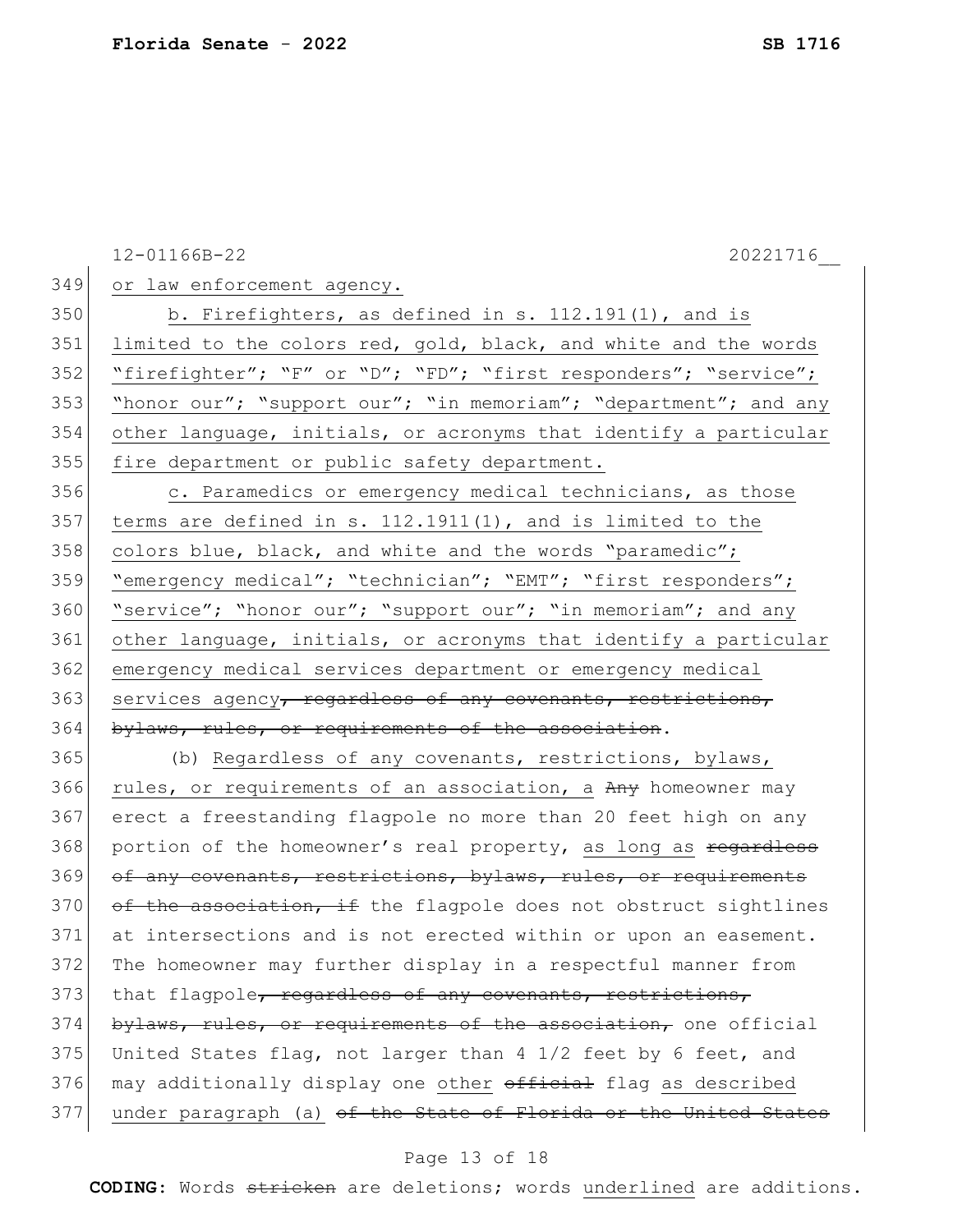or law enforcement agency.

b. Firefighters, as defined in s. 112.191(1), and is limited to the colors red, gold, black, and white and the words "firefighter"; "F" or "D"; "FD"; "first responders"; "service"; "honor our"; "support our"; "in memoriam"; "department"; and any other language, initials, or acronyms that identify a particular fire department or public safety department.

c. Paramedics or emergency medical technicians, as those terms are defined in s. 112.1911(1), and is limited to the colors blue, black, and white and the words "paramedic"; "emergency medical"; "technician"; "EMT"; "first responders"; "service"; "honor our"; "support our"; "in memoriam"; and any other language, initials, or acronyms that identify a particular emergency medical services department or emergency medical services agency~~, regardless of any covenants, restrictions, bylaws, rules, or requirements of the association~~.

(b) Regardless of any covenants, restrictions, bylaws, rules, or requirements of an association, a ~~Any~~ homeowner may erect a freestanding flagpole no more than 20 feet high on any portion of the homeowner's real property, as long as ~~regardless of any covenants, restrictions, bylaws, rules, or requirements of the association, if~~ the flagpole does not obstruct sightlines at intersections and is not erected within or upon an easement. The homeowner may further display in a respectful manner from that flagpole~~, regardless of any covenants, restrictions, bylaws, rules, or requirements of the association,~~ one official United States flag, not larger than 4 1/2 feet by 6 feet, and may additionally display one other ~~official~~ flag as described under paragraph (a) ~~of the State of Florida or the United States~~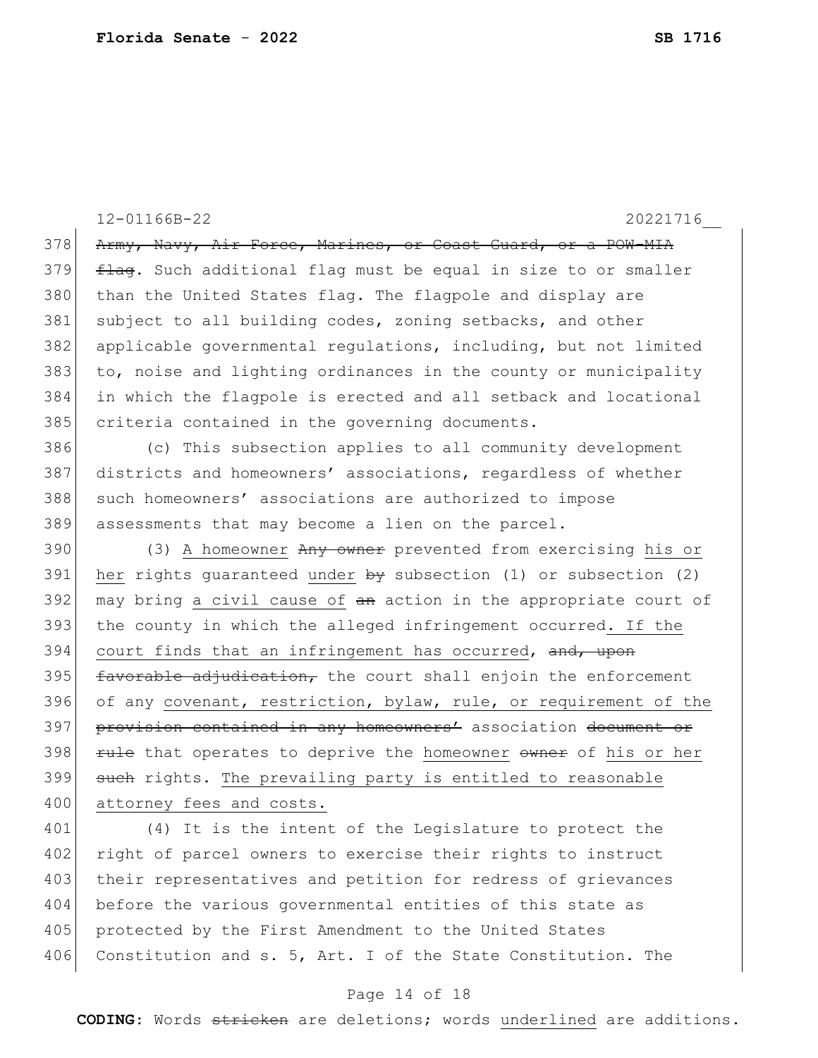~~Army, Navy, Air Force, Marines, or Coast Guard, or a POW-MIA flag~~. Such additional flag must be equal in size to or smaller than the United States flag. The flagpole and display are subject to all building codes, zoning setbacks, and other applicable governmental regulations, including, but not limited to, noise and lighting ordinances in the county or municipality in which the flagpole is erected and all setback and locational criteria contained in the governing documents.

(c) This subsection applies to all community development districts and homeowners' associations, regardless of whether such homeowners' associations are authorized to impose assessments that may become a lien on the parcel.

(3) <u>A homeowner</u> ~~Any owner~~ prevented from exercising <u>his or her</u> rights guaranteed <u>under</u> ~~by~~ subsection (1) or subsection (2) may bring <u>a civil cause of</u> ~~an~~ action in the appropriate court of the county in which the alleged infringement occurred<u>. If the court finds that an infringement has occurred</u>, ~~and, upon favorable adjudication,~~ the court shall enjoin the enforcement of any <u>covenant, restriction, bylaw, rule, or requirement of the</u> ~~provision contained in any homeowners'~~ association ~~document or rule~~ that operates to deprive the <u>homeowner</u> ~~owner~~ of <u>his or her</u> ~~such~~ rights. <u>The prevailing party is entitled to reasonable attorney fees and costs.</u>

(4) It is the intent of the Legislature to protect the right of parcel owners to exercise their rights to instruct their representatives and petition for redress of grievances before the various governmental entities of this state as protected by the First Amendment to the United States Constitution and s. 5, Art. I of the State Constitution. The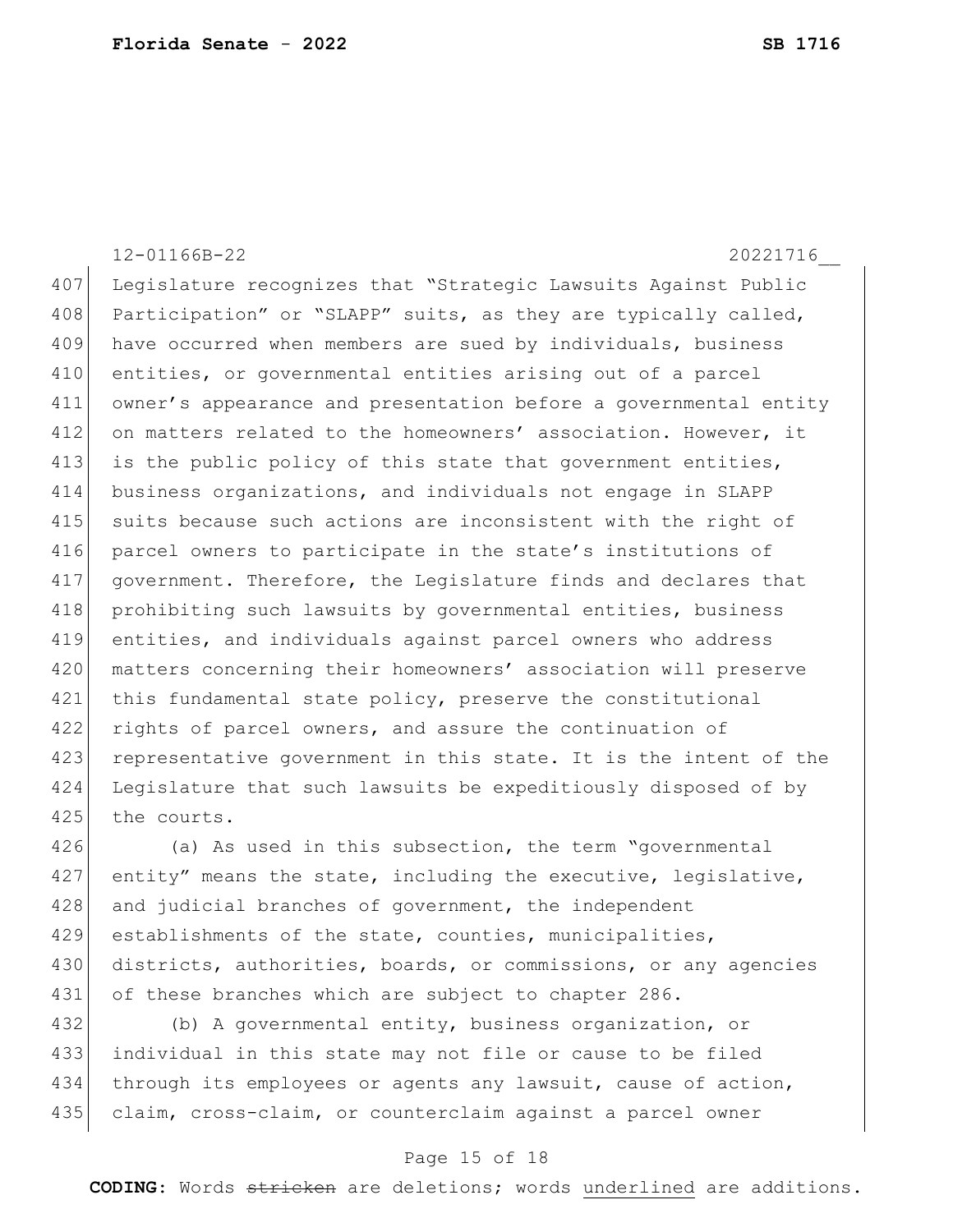Legislature recognizes that "Strategic Lawsuits Against Public Participation" or "SLAPP" suits, as they are typically called, have occurred when members are sued by individuals, business entities, or governmental entities arising out of a parcel owner's appearance and presentation before a governmental entity on matters related to the homeowners' association. However, it is the public policy of this state that government entities, business organizations, and individuals not engage in SLAPP suits because such actions are inconsistent with the right of parcel owners to participate in the state's institutions of government. Therefore, the Legislature finds and declares that prohibiting such lawsuits by governmental entities, business entities, and individuals against parcel owners who address matters concerning their homeowners' association will preserve this fundamental state policy, preserve the constitutional rights of parcel owners, and assure the continuation of representative government in this state. It is the intent of the Legislature that such lawsuits be expeditiously disposed of by the courts.

(a) As used in this subsection, the term "governmental entity" means the state, including the executive, legislative, and judicial branches of government, the independent establishments of the state, counties, municipalities, districts, authorities, boards, or commissions, or any agencies of these branches which are subject to chapter 286.

(b) A governmental entity, business organization, or individual in this state may not file or cause to be filed through its employees or agents any lawsuit, cause of action, claim, cross-claim, or counterclaim against a parcel owner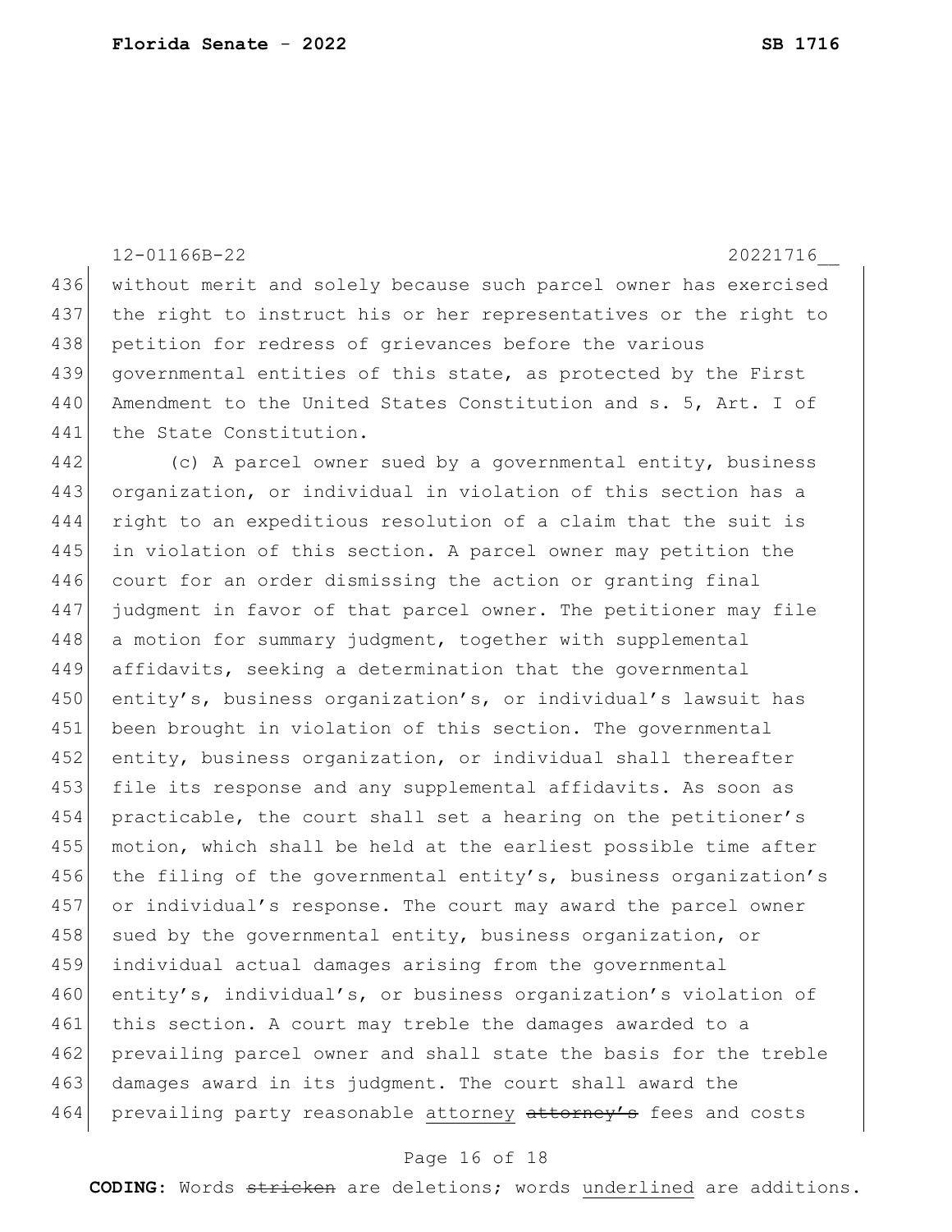12-01166B-22 20221716__

without merit and solely because such parcel owner has exercised the right to instruct his or her representatives or the right to petition for redress of grievances before the various governmental entities of this state, as protected by the First Amendment to the United States Constitution and s. 5, Art. I of the State Constitution.

(c) A parcel owner sued by a governmental entity, business organization, or individual in violation of this section has a right to an expeditious resolution of a claim that the suit is in violation of this section. A parcel owner may petition the court for an order dismissing the action or granting final judgment in favor of that parcel owner. The petitioner may file a motion for summary judgment, together with supplemental affidavits, seeking a determination that the governmental entity's, business organization's, or individual's lawsuit has been brought in violation of this section. The governmental entity, business organization, or individual shall thereafter file its response and any supplemental affidavits. As soon as practicable, the court shall set a hearing on the petitioner's motion, which shall be held at the earliest possible time after the filing of the governmental entity's, business organization's or individual's response. The court may award the parcel owner sued by the governmental entity, business organization, or individual actual damages arising from the governmental entity's, individual's, or business organization's violation of this section. A court may treble the damages awarded to a prevailing parcel owner and shall state the basis for the treble damages award in its judgment. The court shall award the prevailing party reasonable <u>attorney</u> ~~attorney's~~ fees and costs

**CODING:** Words ~~stricken~~ are deletions; words <u>underlined</u> are additions.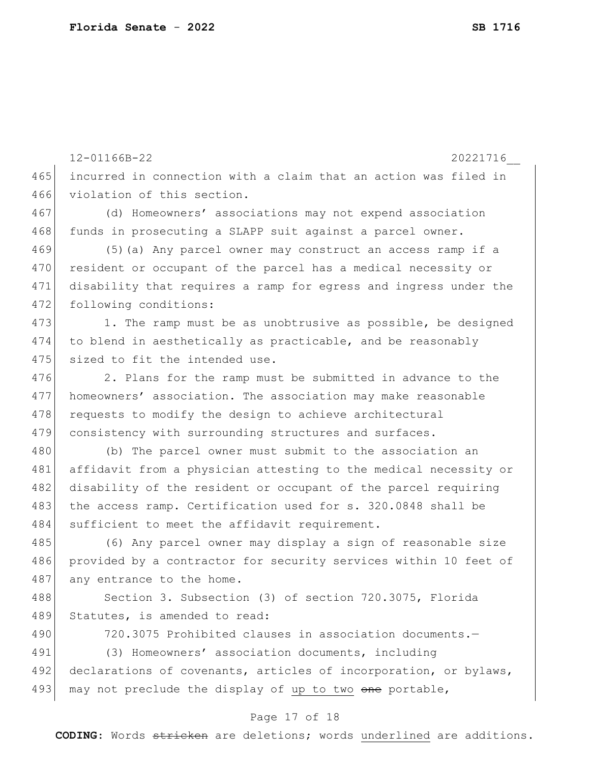incurred in connection with a claim that an action was filed in violation of this section.

(d) Homeowners' associations may not expend association funds in prosecuting a SLAPP suit against a parcel owner.

(5)(a) Any parcel owner may construct an access ramp if a resident or occupant of the parcel has a medical necessity or disability that requires a ramp for egress and ingress under the following conditions:

1. The ramp must be as unobtrusive as possible, be designed to blend in aesthetically as practicable, and be reasonably sized to fit the intended use.

2. Plans for the ramp must be submitted in advance to the homeowners' association. The association may make reasonable requests to modify the design to achieve architectural consistency with surrounding structures and surfaces.

(b) The parcel owner must submit to the association an affidavit from a physician attesting to the medical necessity or disability of the resident or occupant of the parcel requiring the access ramp. Certification used for s. 320.0848 shall be sufficient to meet the affidavit requirement.

(6) Any parcel owner may display a sign of reasonable size provided by a contractor for security services within 10 feet of any entrance to the home.

Section 3. Subsection (3) of section 720.3075, Florida Statutes, is amended to read:

720.3075 Prohibited clauses in association documents.—

(3) Homeowners' association documents, including declarations of covenants, articles of incorporation, or bylaws, may not preclude the display of <u>up to two</u> ~~one~~ portable,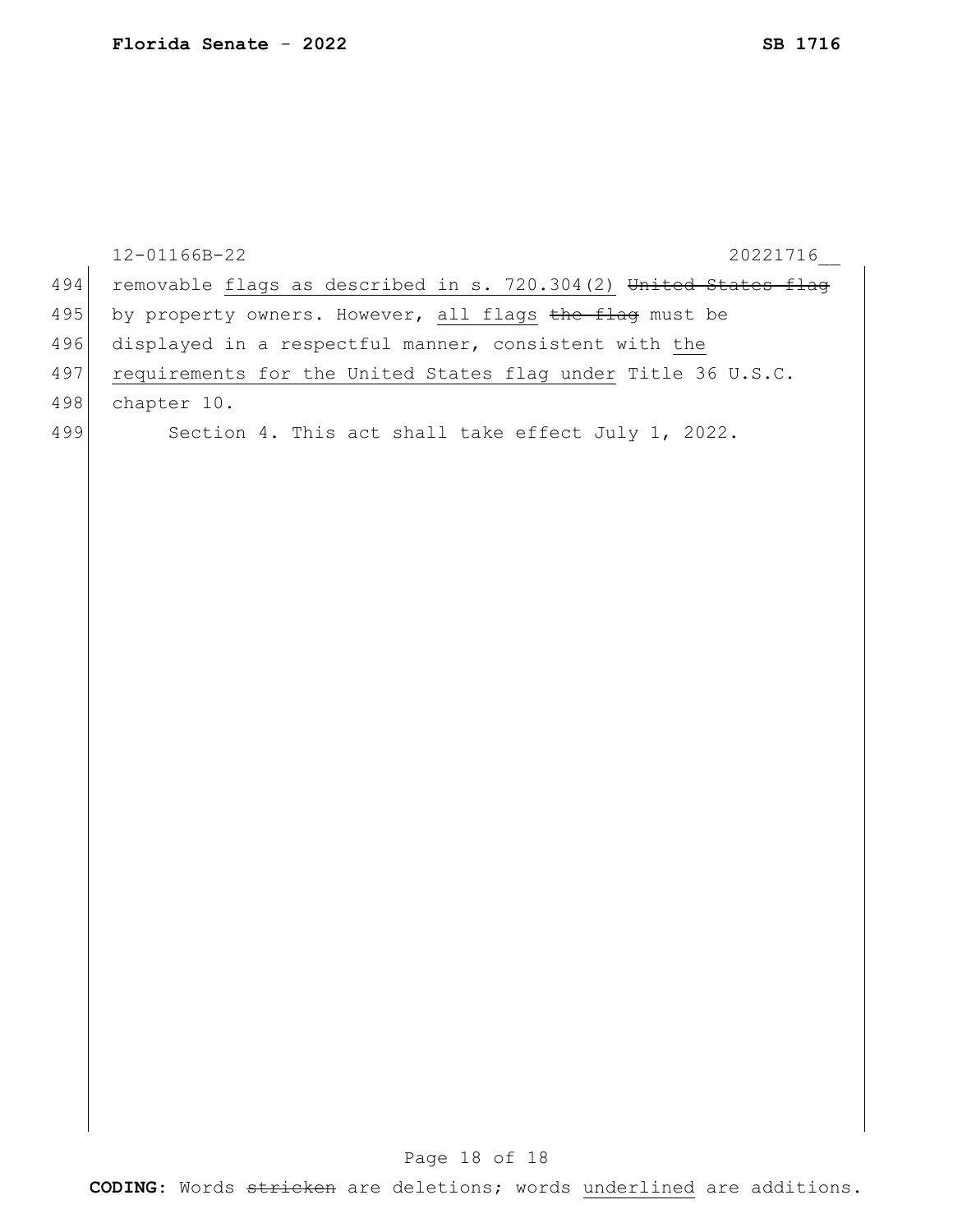removable flags as described in s. 720.304(2) ~~United States flag~~ by property owners. However, all flags ~~the flag~~ must be displayed in a respectful manner, consistent with the requirements for the United States flag under Title 36 U.S.C. chapter 10.

Section 4. This act shall take effect July 1, 2022.